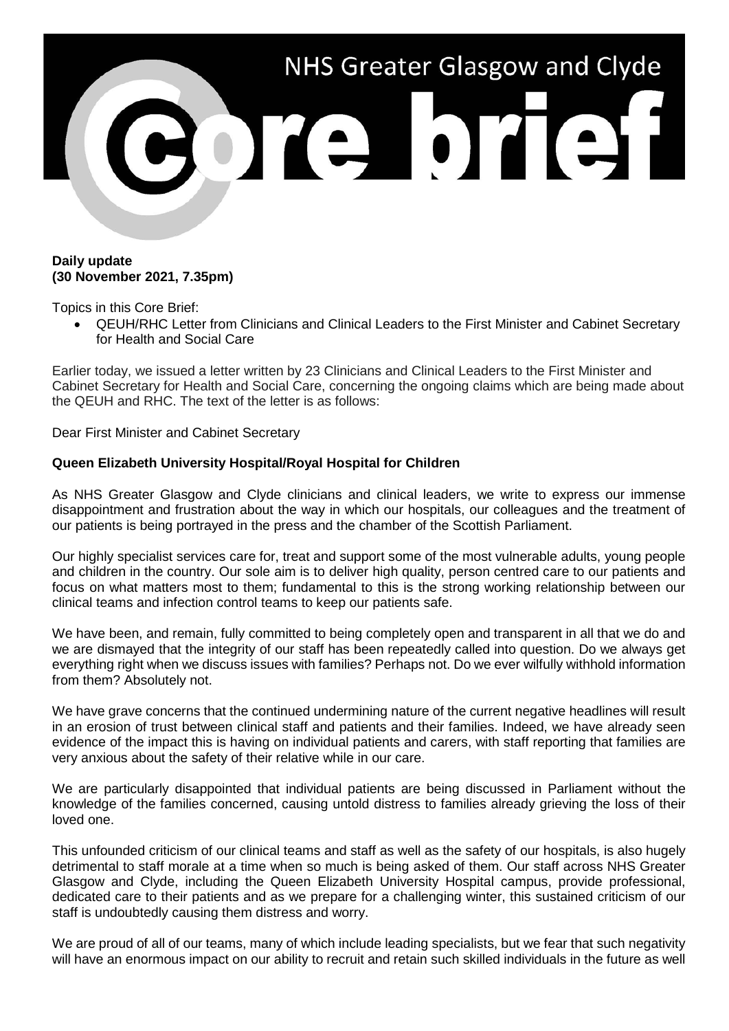# NHS Greater Glasgow and Clyde

# Core brief

**Daily update**
**(30 November 2021, 7.35pm)**

Topics in this Core Brief:

- QEUH/RHC Letter from Clinicians and Clinical Leaders to the First Minister and Cabinet Secretary for Health and Social Care

Earlier today, we issued a letter written by 23 Clinicians and Clinical Leaders to the First Minister and Cabinet Secretary for Health and Social Care, concerning the ongoing claims which are being made about the QEUH and RHC. The text of the letter is as follows:

Dear First Minister and Cabinet Secretary

**Queen Elizabeth University Hospital/Royal Hospital for Children**

As NHS Greater Glasgow and Clyde clinicians and clinical leaders, we write to express our immense disappointment and frustration about the way in which our hospitals, our colleagues and the treatment of our patients is being portrayed in the press and the chamber of the Scottish Parliament.

Our highly specialist services care for, treat and support some of the most vulnerable adults, young people and children in the country. Our sole aim is to deliver high quality, person centred care to our patients and focus on what matters most to them; fundamental to this is the strong working relationship between our clinical teams and infection control teams to keep our patients safe.

We have been, and remain, fully committed to being completely open and transparent in all that we do and we are dismayed that the integrity of our staff has been repeatedly called into question. Do we always get everything right when we discuss issues with families? Perhaps not. Do we ever wilfully withhold information from them? Absolutely not.

We have grave concerns that the continued undermining nature of the current negative headlines will result in an erosion of trust between clinical staff and patients and their families. Indeed, we have already seen evidence of the impact this is having on individual patients and carers, with staff reporting that families are very anxious about the safety of their relative while in our care.

We are particularly disappointed that individual patients are being discussed in Parliament without the knowledge of the families concerned, causing untold distress to families already grieving the loss of their loved one.

This unfounded criticism of our clinical teams and staff as well as the safety of our hospitals, is also hugely detrimental to staff morale at a time when so much is being asked of them. Our staff across NHS Greater Glasgow and Clyde, including the Queen Elizabeth University Hospital campus, provide professional, dedicated care to their patients and as we prepare for a challenging winter, this sustained criticism of our staff is undoubtedly causing them distress and worry.

We are proud of all of our teams, many of which include leading specialists, but we fear that such negativity will have an enormous impact on our ability to recruit and retain such skilled individuals in the future as well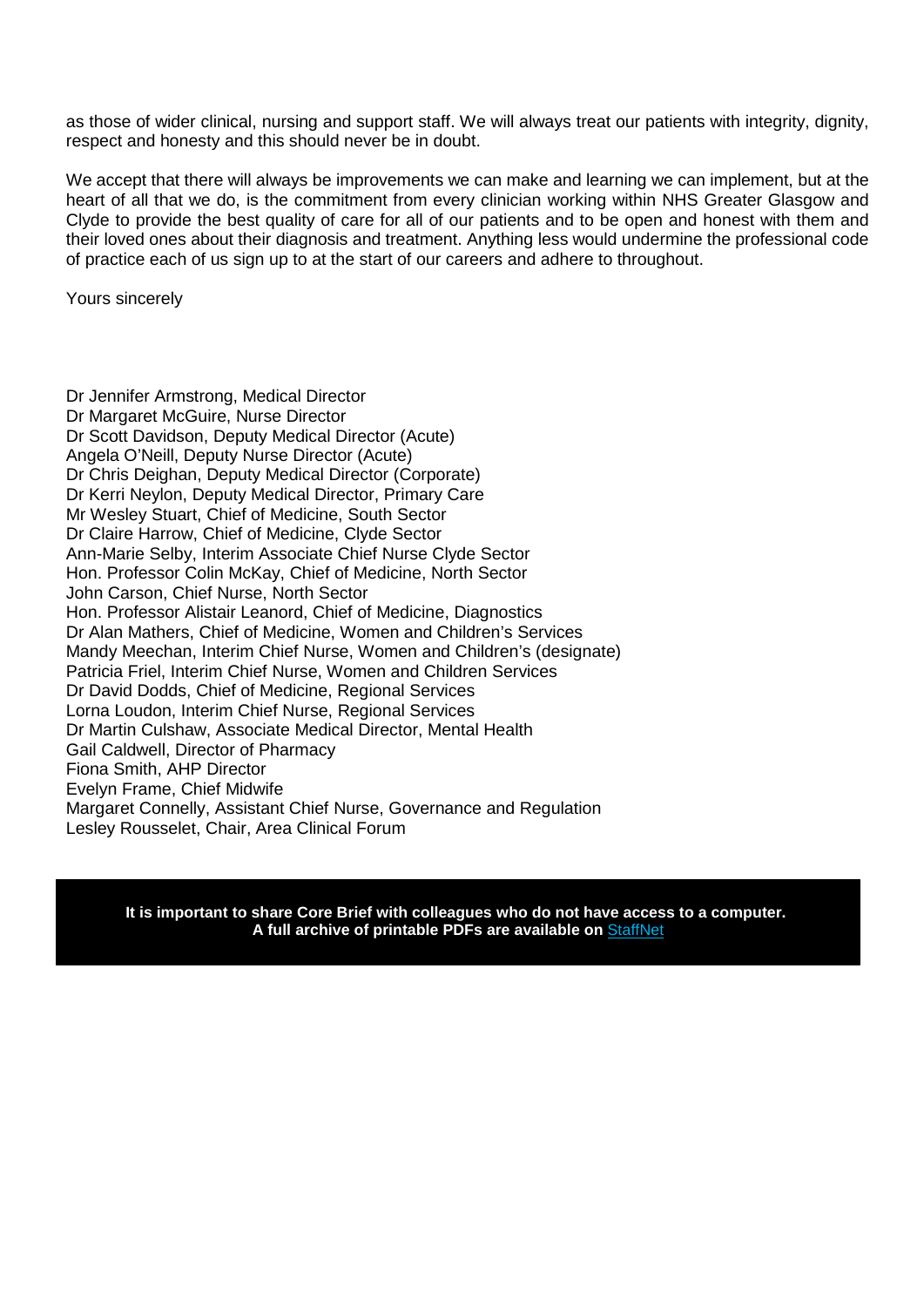as those of wider clinical, nursing and support staff. We will always treat our patients with integrity, dignity, respect and honesty and this should never be in doubt.

We accept that there will always be improvements we can make and learning we can implement, but at the heart of all that we do, is the commitment from every clinician working within NHS Greater Glasgow and Clyde to provide the best quality of care for all of our patients and to be open and honest with them and their loved ones about their diagnosis and treatment. Anything less would undermine the professional code of practice each of us sign up to at the start of our careers and adhere to throughout.

Yours sincerely

Dr Jennifer Armstrong, Medical Director
Dr Margaret McGuire, Nurse Director
Dr Scott Davidson, Deputy Medical Director (Acute)
Angela O'Neill, Deputy Nurse Director (Acute)
Dr Chris Deighan, Deputy Medical Director (Corporate)
Dr Kerri Neylon, Deputy Medical Director, Primary Care
Mr Wesley Stuart, Chief of Medicine, South Sector
Dr Claire Harrow, Chief of Medicine, Clyde Sector
Ann-Marie Selby, Interim Associate Chief Nurse Clyde Sector
Hon. Professor Colin McKay, Chief of Medicine, North Sector
John Carson, Chief Nurse, North Sector
Hon. Professor Alistair Leanord, Chief of Medicine, Diagnostics
Dr Alan Mathers, Chief of Medicine, Women and Children's Services
Mandy Meechan, Interim Chief Nurse, Women and Children's (designate)
Patricia Friel, Interim Chief Nurse, Women and Children Services
Dr David Dodds, Chief of Medicine, Regional Services
Lorna Loudon, Interim Chief Nurse, Regional Services
Dr Martin Culshaw, Associate Medical Director, Mental Health
Gail Caldwell, Director of Pharmacy
Fiona Smith, AHP Director
Evelyn Frame, Chief Midwife
Margaret Connelly, Assistant Chief Nurse, Governance and Regulation
Lesley Rousselet, Chair, Area Clinical Forum

**It is important to share Core Brief with colleagues who do not have access to a computer.**
**A full archive of printable PDFs are available on** StaffNet